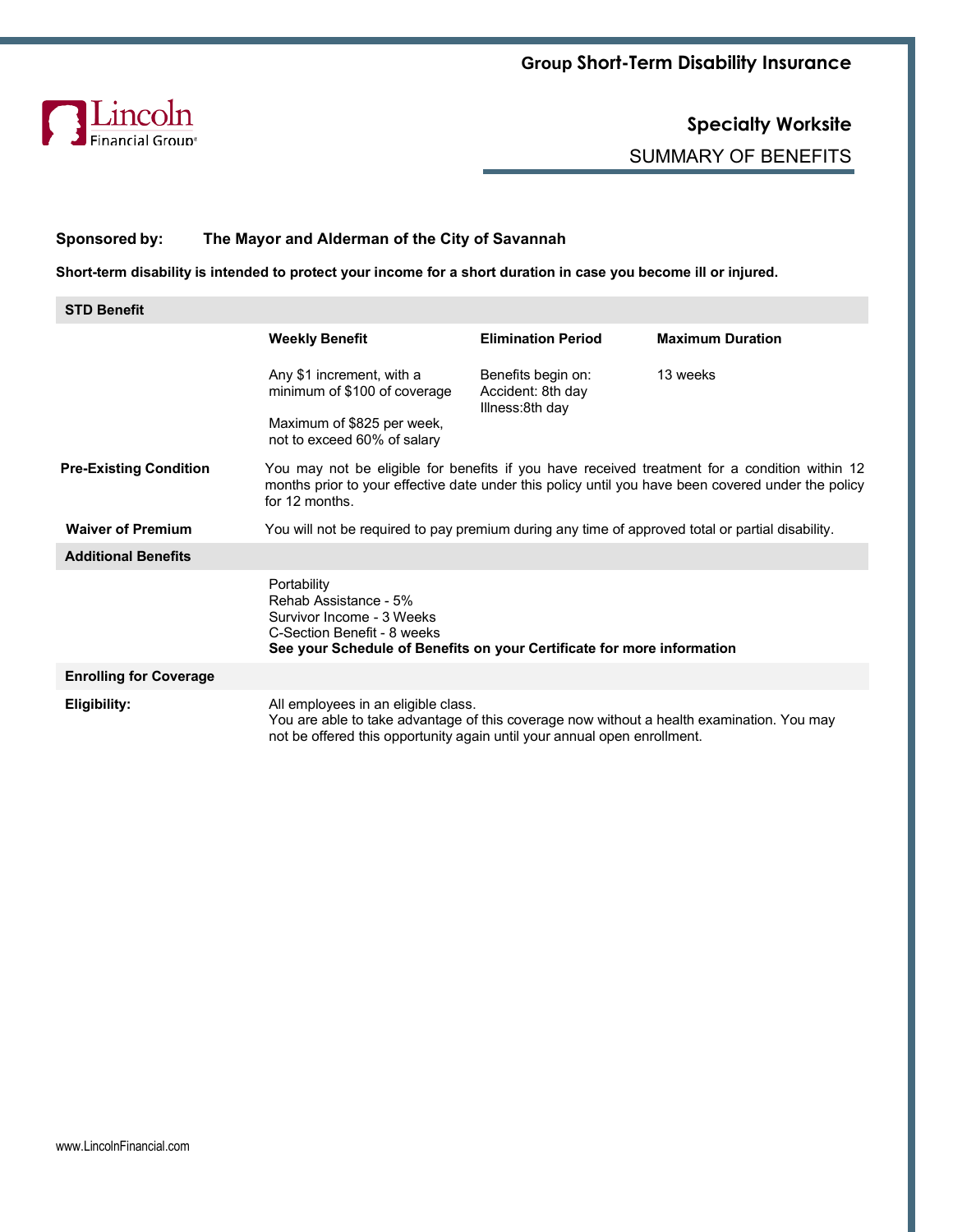# Group Short-Term Disability Insurance

Lincoln Financial Group

## Specialty Worksite

SUMMARY OF BENEFITS

**Sponsored by:** **The Mayor and Alderman of the City of Savannah**

**Short-term disability is intended to protect your income for a short duration in case you become ill or injured.**

| **STD Benefit** | | | |
|---|---|---|---|
| | **Weekly Benefit** | **Elimination Period** | **Maximum Duration** |
| | Any $1 increment, with a minimum of $100 of coverage<br><br>Maximum of $825 per week, not to exceed 60% of salary | Benefits begin on:<br>Accident: 8th day<br>Illness:8th day | 13 weeks |

**Pre-Existing Condition** You may not be eligible for benefits if you have received treatment for a condition within 12 months prior to your effective date under this policy until you have been covered under the policy for 12 months.

**Waiver of Premium** You will not be required to pay premium during any time of approved total or partial disability.

**Additional Benefits**

Portability
Rehab Assistance - 5%
Survivor Income - 3 Weeks
C-Section Benefit - 8 weeks
**See your Schedule of Benefits on your Certificate for more information**

**Enrolling for Coverage**

**Eligibility:** All employees in an eligible class.
You are able to take advantage of this coverage now without a health examination. You may not be offered this opportunity again until your annual open enrollment.

www.LincolnFinancial.com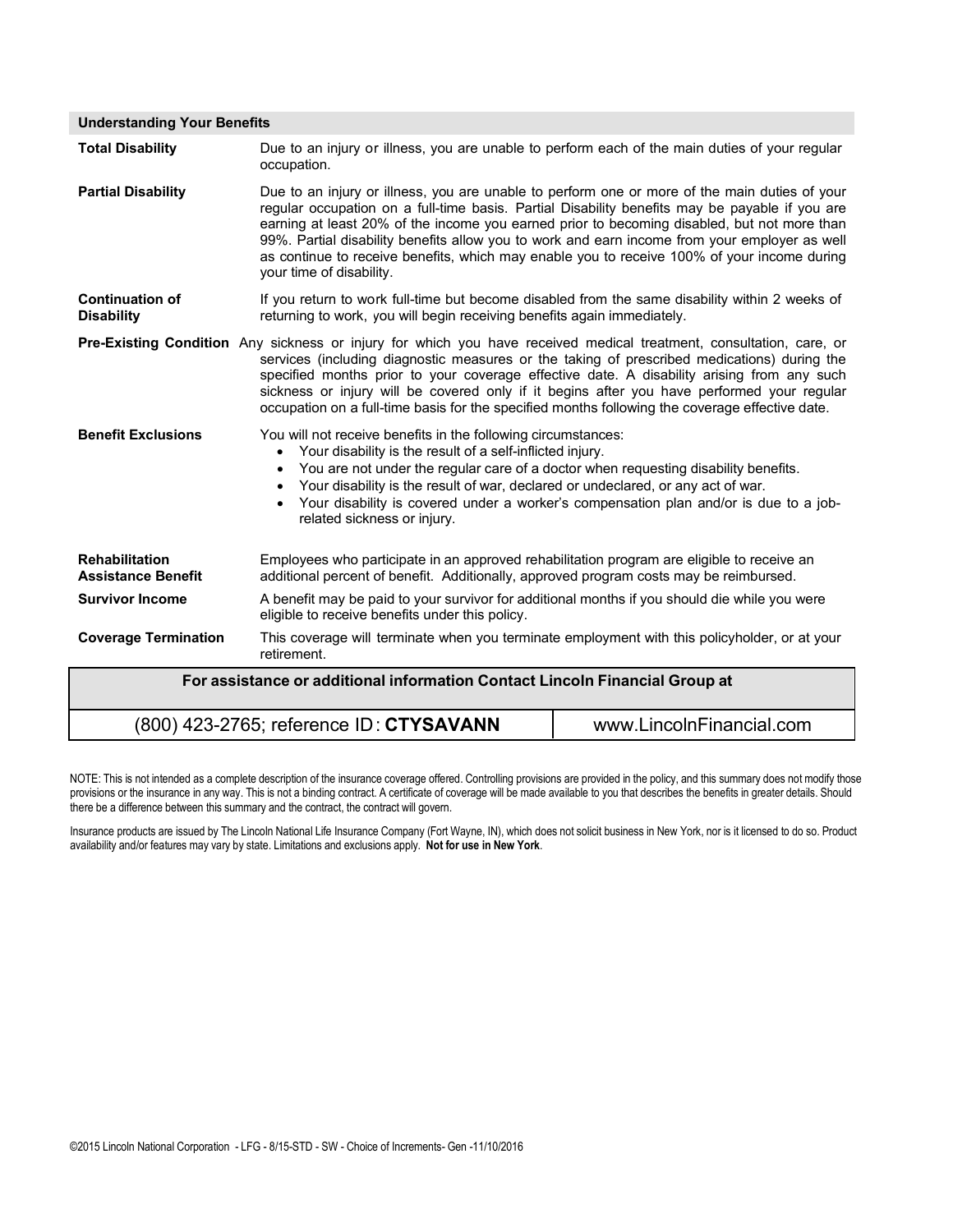| Understanding Your Benefits | |
|---|---|
| **Total Disability** | Due to an injury or illness, you are unable to perform each of the main duties of your regular occupation. |
| **Partial Disability** | Due to an injury or illness, you are unable to perform one or more of the main duties of your regular occupation on a full-time basis. Partial Disability benefits may be payable if you are earning at least 20% of the income you earned prior to becoming disabled, but not more than 99%. Partial disability benefits allow you to work and earn income from your employer as well as continue to receive benefits, which may enable you to receive 100% of your income during your time of disability. |
| **Continuation of Disability** | If you return to work full-time but become disabled from the same disability within 2 weeks of returning to work, you will begin receiving benefits again immediately. |
| **Pre-Existing Condition** | Any sickness or injury for which you have received medical treatment, consultation, care, or services (including diagnostic measures or the taking of prescribed medications) during the specified months prior to your coverage effective date. A disability arising from any such sickness or injury will be covered only if it begins after you have performed your regular occupation on a full-time basis for the specified months following the coverage effective date. |
| **Benefit Exclusions** | You will not receive benefits in the following circumstances:<br>• Your disability is the result of a self-inflicted injury.<br>• You are not under the regular care of a doctor when requesting disability benefits.<br>• Your disability is the result of war, declared or undeclared, or any act of war.<br>• Your disability is covered under a worker's compensation plan and/or is due to a job-related sickness or injury. |
| **Rehabilitation Assistance Benefit** | Employees who participate in an approved rehabilitation program are eligible to receive an additional percent of benefit. Additionally, approved program costs may be reimbursed. |
| **Survivor Income** | A benefit may be paid to your survivor for additional months if you should die while you were eligible to receive benefits under this policy. |
| **Coverage Termination** | This coverage will terminate when you terminate employment with this policyholder, or at your retirement. |

| For assistance or additional information Contact Lincoln Financial Group at | |
|---|---|
| (800) 423-2765; reference ID: **CTYSAVANN** | www.LincolnFinancial.com |

NOTE: This is not intended as a complete description of the insurance coverage offered. Controlling provisions are provided in the policy, and this summary does not modify those provisions or the insurance in any way. This is not a binding contract. A certificate of coverage will be made available to you that describes the benefits in greater details. Should there be a difference between this summary and the contract, the contract will govern.

Insurance products are issued by The Lincoln National Life Insurance Company (Fort Wayne, IN), which does not solicit business in New York, nor is it licensed to do so. Product availability and/or features may vary by state. Limitations and exclusions apply. **Not for use in New York**.

©2015 Lincoln National Corporation - LFG - 8/15-STD - SW - Choice of Increments- Gen -11/10/2016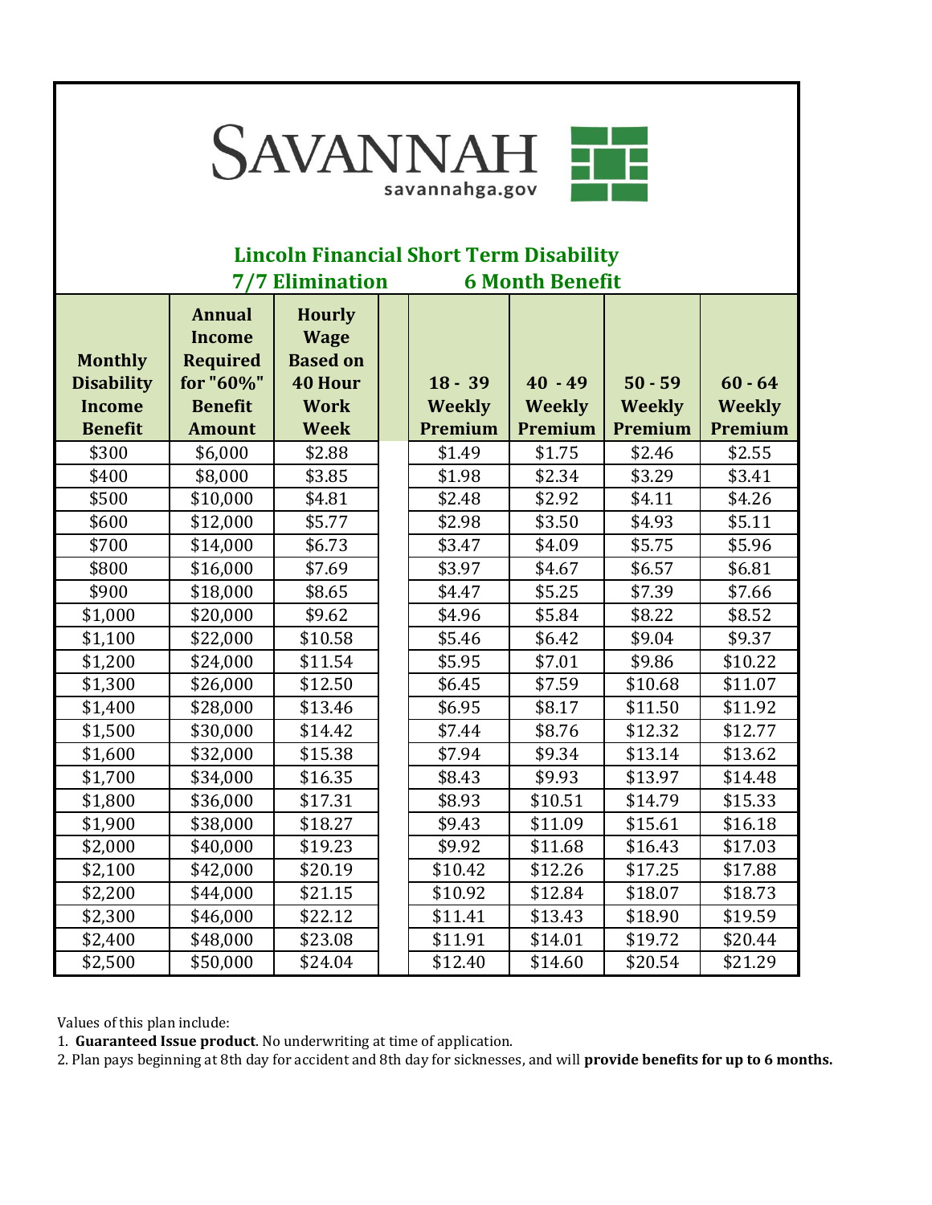SAVANNAH

savannahga.gov

## Lincoln Financial Short Term Disability

**7/7 Elimination** **6 Month Benefit**

| Monthly Disability Income Benefit | Annual Income Required for "60%" Benefit Amount | Hourly Wage Based on 40 Hour Work Week | | 18 - 39 Weekly Premium | 40 - 49 Weekly Premium | 50 - 59 Weekly Premium | 60 - 64 Weekly Premium |
|---|---|---|---|---|---|---|---|
| $300 | $6,000 | $2.88 | | $1.49 | $1.75 | $2.46 | $2.55 |
| $400 | $8,000 | $3.85 | | $1.98 | $2.34 | $3.29 | $3.41 |
| $500 | $10,000 | $4.81 | | $2.48 | $2.92 | $4.11 | $4.26 |
| $600 | $12,000 | $5.77 | | $2.98 | $3.50 | $4.93 | $5.11 |
| $700 | $14,000 | $6.73 | | $3.47 | $4.09 | $5.75 | $5.96 |
| $800 | $16,000 | $7.69 | | $3.97 | $4.67 | $6.57 | $6.81 |
| $900 | $18,000 | $8.65 | | $4.47 | $5.25 | $7.39 | $7.66 |
| $1,000 | $20,000 | $9.62 | | $4.96 | $5.84 | $8.22 | $8.52 |
| $1,100 | $22,000 | $10.58 | | $5.46 | $6.42 | $9.04 | $9.37 |
| $1,200 | $24,000 | $11.54 | | $5.95 | $7.01 | $9.86 | $10.22 |
| $1,300 | $26,000 | $12.50 | | $6.45 | $7.59 | $10.68 | $11.07 |
| $1,400 | $28,000 | $13.46 | | $6.95 | $8.17 | $11.50 | $11.92 |
| $1,500 | $30,000 | $14.42 | | $7.44 | $8.76 | $12.32 | $12.77 |
| $1,600 | $32,000 | $15.38 | | $7.94 | $9.34 | $13.14 | $13.62 |
| $1,700 | $34,000 | $16.35 | | $8.43 | $9.93 | $13.97 | $14.48 |
| $1,800 | $36,000 | $17.31 | | $8.93 | $10.51 | $14.79 | $15.33 |
| $1,900 | $38,000 | $18.27 | | $9.43 | $11.09 | $15.61 | $16.18 |
| $2,000 | $40,000 | $19.23 | | $9.92 | $11.68 | $16.43 | $17.03 |
| $2,100 | $42,000 | $20.19 | | $10.42 | $12.26 | $17.25 | $17.88 |
| $2,200 | $44,000 | $21.15 | | $10.92 | $12.84 | $18.07 | $18.73 |
| $2,300 | $46,000 | $22.12 | | $11.41 | $13.43 | $18.90 | $19.59 |
| $2,400 | $48,000 | $23.08 | | $11.91 | $14.01 | $19.72 | $20.44 |
| $2,500 | $50,000 | $24.04 | | $12.40 | $14.60 | $20.54 | $21.29 |

Values of this plan include:

1. **Guaranteed Issue product**. No underwriting at time of application.
2. Plan pays beginning at 8th day for accident and 8th day for sicknesses, and will **provide benefits for up to 6 months.**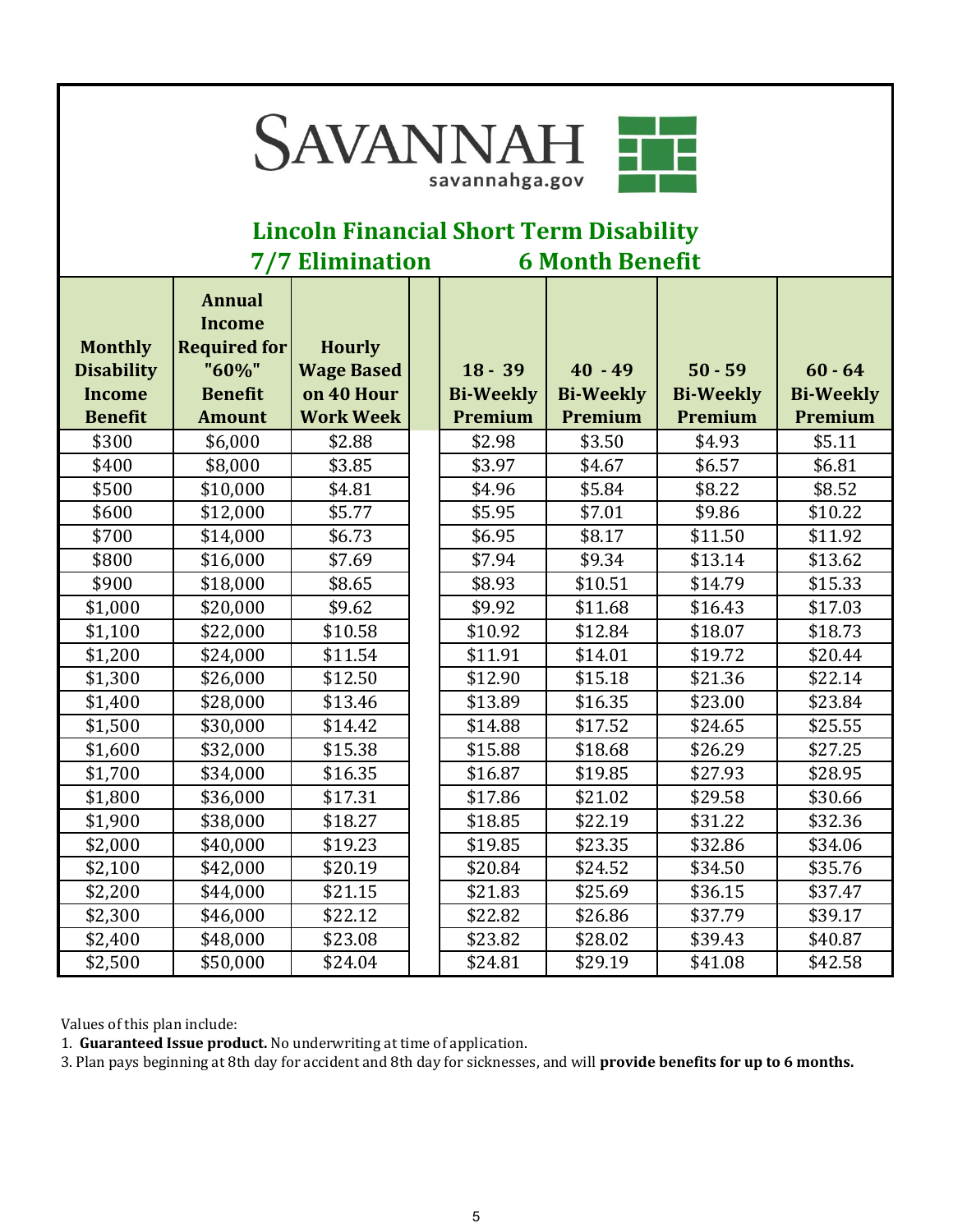SAVANNAH

savannahga.gov

## Lincoln Financial Short Term Disability

## 7/7 Elimination 6 Month Benefit

| Monthly Disability Income Benefit | Annual Income Required for "60%" Benefit Amount | Hourly Wage Based on 40 Hour Work Week | | 18 - 39 Bi-Weekly Premium | 40 - 49 Bi-Weekly Premium | 50 - 59 Bi-Weekly Premium | 60 - 64 Bi-Weekly Premium |
|---|---|---|---|---|---|---|---|
| $300 | $6,000 | $2.88 | | $2.98 | $3.50 | $4.93 | $5.11 |
| $400 | $8,000 | $3.85 | | $3.97 | $4.67 | $6.57 | $6.81 |
| $500 | $10,000 | $4.81 | | $4.96 | $5.84 | $8.22 | $8.52 |
| $600 | $12,000 | $5.77 | | $5.95 | $7.01 | $9.86 | $10.22 |
| $700 | $14,000 | $6.73 | | $6.95 | $8.17 | $11.50 | $11.92 |
| $800 | $16,000 | $7.69 | | $7.94 | $9.34 | $13.14 | $13.62 |
| $900 | $18,000 | $8.65 | | $8.93 | $10.51 | $14.79 | $15.33 |
| $1,000 | $20,000 | $9.62 | | $9.92 | $11.68 | $16.43 | $17.03 |
| $1,100 | $22,000 | $10.58 | | $10.92 | $12.84 | $18.07 | $18.73 |
| $1,200 | $24,000 | $11.54 | | $11.91 | $14.01 | $19.72 | $20.44 |
| $1,300 | $26,000 | $12.50 | | $12.90 | $15.18 | $21.36 | $22.14 |
| $1,400 | $28,000 | $13.46 | | $13.89 | $16.35 | $23.00 | $23.84 |
| $1,500 | $30,000 | $14.42 | | $14.88 | $17.52 | $24.65 | $25.55 |
| $1,600 | $32,000 | $15.38 | | $15.88 | $18.68 | $26.29 | $27.25 |
| $1,700 | $34,000 | $16.35 | | $16.87 | $19.85 | $27.93 | $28.95 |
| $1,800 | $36,000 | $17.31 | | $17.86 | $21.02 | $29.58 | $30.66 |
| $1,900 | $38,000 | $18.27 | | $18.85 | $22.19 | $31.22 | $32.36 |
| $2,000 | $40,000 | $19.23 | | $19.85 | $23.35 | $32.86 | $34.06 |
| $2,100 | $42,000 | $20.19 | | $20.84 | $24.52 | $34.50 | $35.76 |
| $2,200 | $44,000 | $21.15 | | $21.83 | $25.69 | $36.15 | $37.47 |
| $2,300 | $46,000 | $22.12 | | $22.82 | $26.86 | $37.79 | $39.17 |
| $2,400 | $48,000 | $23.08 | | $23.82 | $28.02 | $39.43 | $40.87 |
| $2,500 | $50,000 | $24.04 | | $24.81 | $29.19 | $41.08 | $42.58 |

Values of this plan include:

1. **Guaranteed Issue product.** No underwriting at time of application.
3. Plan pays beginning at 8th day for accident and 8th day for sicknesses, and will **provide benefits for up to 6 months.**